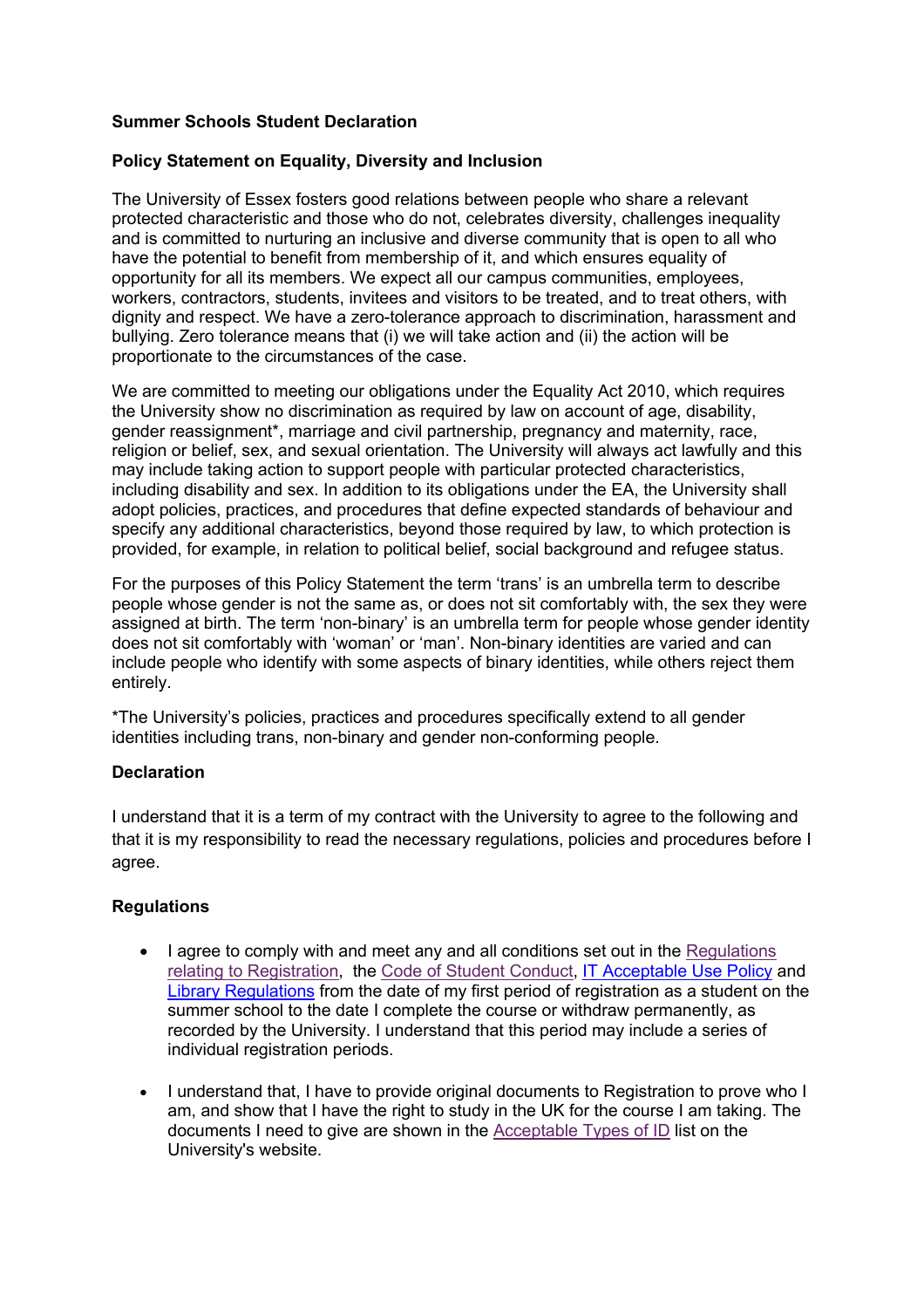**Summer Schools Student Declaration**

**Policy Statement on Equality, Diversity and Inclusion**

The University of Essex fosters good relations between people who share a relevant protected characteristic and those who do not, celebrates diversity, challenges inequality and is committed to nurturing an inclusive and diverse community that is open to all who have the potential to benefit from membership of it, and which ensures equality of opportunity for all its members. We expect all our campus communities, employees, workers, contractors, students, invitees and visitors to be treated, and to treat others, with dignity and respect. We have a zero-tolerance approach to discrimination, harassment and bullying. Zero tolerance means that (i) we will take action and (ii) the action will be proportionate to the circumstances of the case.

We are committed to meeting our obligations under the Equality Act 2010, which requires the University show no discrimination as required by law on account of age, disability, gender reassignment*, marriage and civil partnership, pregnancy and maternity, race, religion or belief, sex, and sexual orientation. The University will always act lawfully and this may include taking action to support people with particular protected characteristics, including disability and sex. In addition to its obligations under the EA, the University shall adopt policies, practices, and procedures that define expected standards of behaviour and specify any additional characteristics, beyond those required by law, to which protection is provided, for example, in relation to political belief, social background and refugee status.

For the purposes of this Policy Statement the term 'trans' is an umbrella term to describe people whose gender is not the same as, or does not sit comfortably with, the sex they were assigned at birth. The term 'non-binary' is an umbrella term for people whose gender identity does not sit comfortably with 'woman' or 'man'. Non-binary identities are varied and can include people who identify with some aspects of binary identities, while others reject them entirely.

*The University's policies, practices and procedures specifically extend to all gender identities including trans, non-binary and gender non-conforming people.

**Declaration**

I understand that it is a term of my contract with the University to agree to the following and that it is my responsibility to read the necessary regulations, policies and procedures before I agree.

**Regulations**

- I agree to comply with and meet any and all conditions set out in the Regulations relating to Registration, the Code of Student Conduct, IT Acceptable Use Policy and Library Regulations from the date of my first period of registration as a student on the summer school to the date I complete the course or withdraw permanently, as recorded by the University. I understand that this period may include a series of individual registration periods.

- I understand that, I have to provide original documents to Registration to prove who I am, and show that I have the right to study in the UK for the course I am taking. The documents I need to give are shown in the Acceptable Types of ID list on the University's website.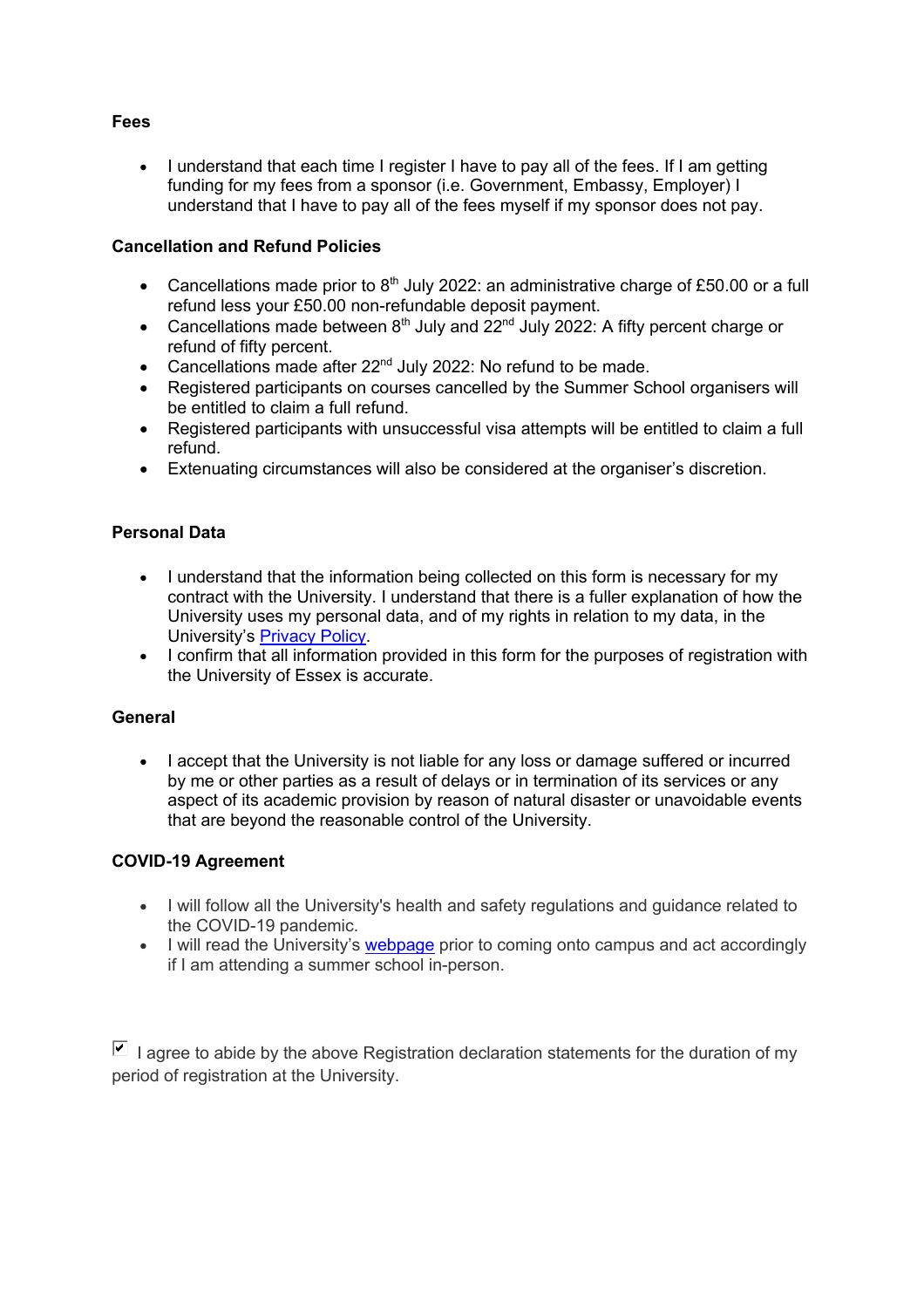**Fees**

- I understand that each time I register I have to pay all of the fees. If I am getting funding for my fees from a sponsor (i.e. Government, Embassy, Employer) I understand that I have to pay all of the fees myself if my sponsor does not pay.

**Cancellation and Refund Policies**

- Cancellations made prior to 8th July 2022: an administrative charge of £50.00 or a full refund less your £50.00 non-refundable deposit payment.
- Cancellations made between 8th July and 22nd July 2022: A fifty percent charge or refund of fifty percent.
- Cancellations made after 22nd July 2022: No refund to be made.
- Registered participants on courses cancelled by the Summer School organisers will be entitled to claim a full refund.
- Registered participants with unsuccessful visa attempts will be entitled to claim a full refund.
- Extenuating circumstances will also be considered at the organiser's discretion.

**Personal Data**

- I understand that the information being collected on this form is necessary for my contract with the University. I understand that there is a fuller explanation of how the University uses my personal data, and of my rights in relation to my data, in the University's Privacy Policy.
- I confirm that all information provided in this form for the purposes of registration with the University of Essex is accurate.

**General**

- I accept that the University is not liable for any loss or damage suffered or incurred by me or other parties as a result of delays or in termination of its services or any aspect of its academic provision by reason of natural disaster or unavoidable events that are beyond the reasonable control of the University.

**COVID-19 Agreement**

- I will follow all the University's health and safety regulations and guidance related to the COVID-19 pandemic.
- I will read the University's webpage prior to coming onto campus and act accordingly if I am attending a summer school in-person.

☑ I agree to abide by the above Registration declaration statements for the duration of my period of registration at the University.